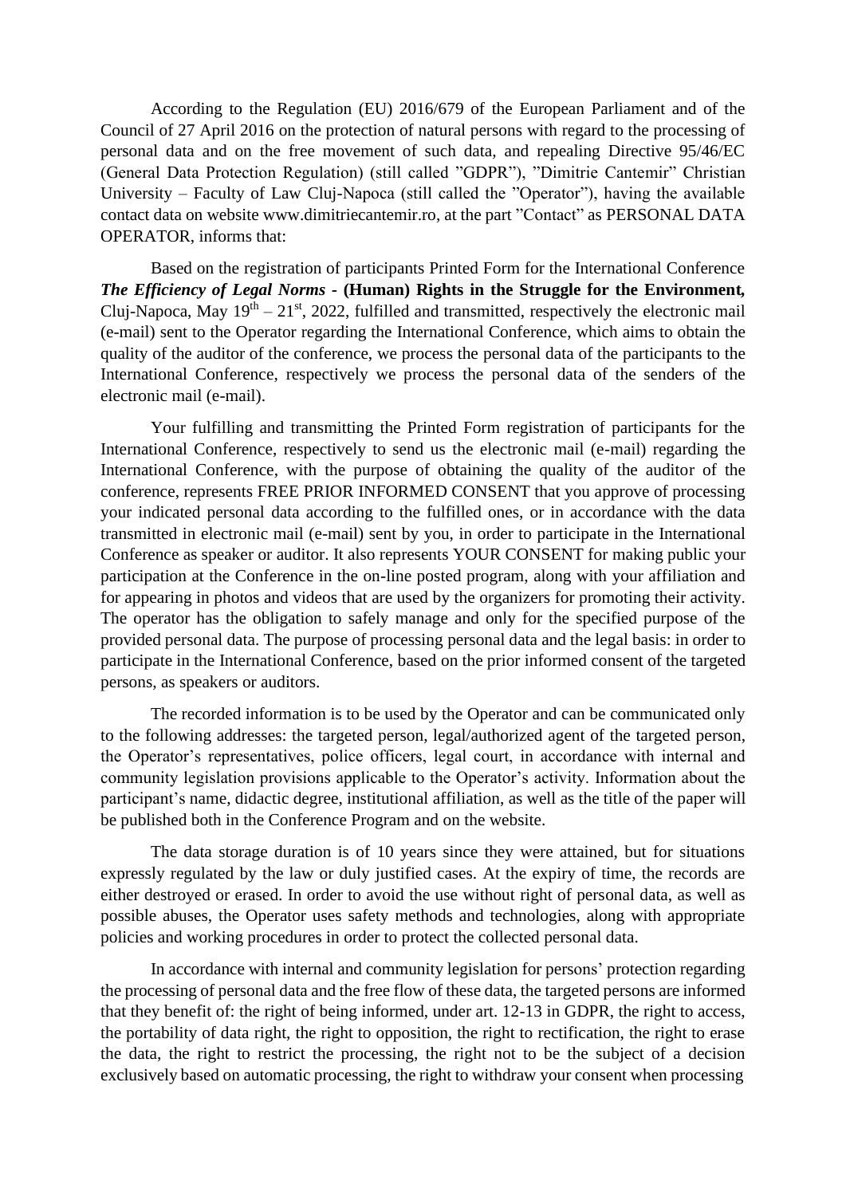According to the Regulation (EU) 2016/679 of the European Parliament and of the Council of 27 April 2016 on the protection of natural persons with regard to the processing of personal data and on the free movement of such data, and repealing Directive 95/46/EC (General Data Protection Regulation) (still called "GDPR"), "Dimitrie Cantemir" Christian University – Faculty of Law Cluj-Napoca (still called the "Operator"), having the available contact data on website www.dimitriecantemir.ro, at the part "Contact" as PERSONAL DATA OPERATOR, informs that:

Based on the registration of participants Printed Form for the International Conference ***The Efficiency of Legal Norms*** **- (Human) Rights in the Struggle for the Environment,** Cluj-Napoca, May 19th – 21st, 2022, fulfilled and transmitted, respectively the electronic mail (e-mail) sent to the Operator regarding the International Conference, which aims to obtain the quality of the auditor of the conference, we process the personal data of the participants to the International Conference, respectively we process the personal data of the senders of the electronic mail (e-mail).

Your fulfilling and transmitting the Printed Form registration of participants for the International Conference, respectively to send us the electronic mail (e-mail) regarding the International Conference, with the purpose of obtaining the quality of the auditor of the conference, represents FREE PRIOR INFORMED CONSENT that you approve of processing your indicated personal data according to the fulfilled ones, or in accordance with the data transmitted in electronic mail (e-mail) sent by you, in order to participate in the International Conference as speaker or auditor. It also represents YOUR CONSENT for making public your participation at the Conference in the on-line posted program, along with your affiliation and for appearing in photos and videos that are used by the organizers for promoting their activity. The operator has the obligation to safely manage and only for the specified purpose of the provided personal data. The purpose of processing personal data and the legal basis: in order to participate in the International Conference, based on the prior informed consent of the targeted persons, as speakers or auditors.

The recorded information is to be used by the Operator and can be communicated only to the following addresses: the targeted person, legal/authorized agent of the targeted person, the Operator's representatives, police officers, legal court, in accordance with internal and community legislation provisions applicable to the Operator's activity. Information about the participant's name, didactic degree, institutional affiliation, as well as the title of the paper will be published both in the Conference Program and on the website.

The data storage duration is of 10 years since they were attained, but for situations expressly regulated by the law or duly justified cases. At the expiry of time, the records are either destroyed or erased. In order to avoid the use without right of personal data, as well as possible abuses, the Operator uses safety methods and technologies, along with appropriate policies and working procedures in order to protect the collected personal data.

In accordance with internal and community legislation for persons' protection regarding the processing of personal data and the free flow of these data, the targeted persons are informed that they benefit of: the right of being informed, under art. 12-13 in GDPR, the right to access, the portability of data right, the right to opposition, the right to rectification, the right to erase the data, the right to restrict the processing, the right not to be the subject of a decision exclusively based on automatic processing, the right to withdraw your consent when processing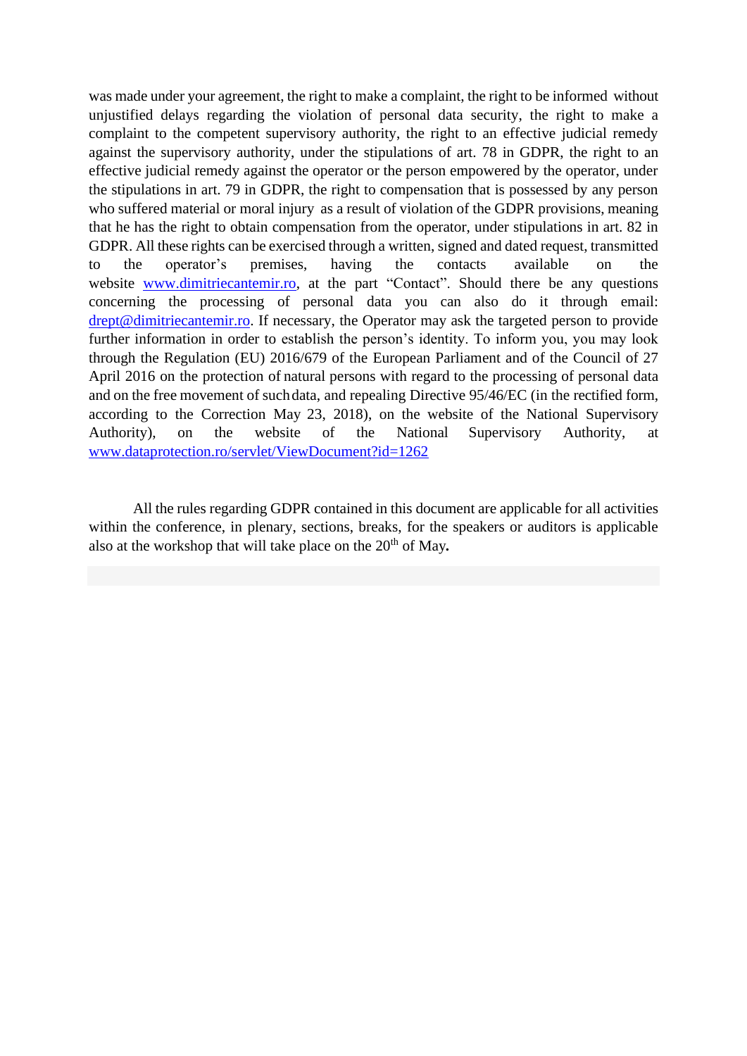was made under your agreement, the right to make a complaint, the right to be informed without unjustified delays regarding the violation of personal data security, the right to make a complaint to the competent supervisory authority, the right to an effective judicial remedy against the supervisory authority, under the stipulations of art. 78 in GDPR, the right to an effective judicial remedy against the operator or the person empowered by the operator, under the stipulations in art. 79 in GDPR, the right to compensation that is possessed by any person who suffered material or moral injury as a result of violation of the GDPR provisions, meaning that he has the right to obtain compensation from the operator, under stipulations in art. 82 in GDPR. All these rights can be exercised through a written, signed and dated request, transmitted to the operator's premises, having the contacts available on the website www.dimitriecantemir.ro, at the part "Contact". Should there be any questions concerning the processing of personal data you can also do it through email: drept@dimitriecantemir.ro. If necessary, the Operator may ask the targeted person to provide further information in order to establish the person's identity. To inform you, you may look through the Regulation (EU) 2016/679 of the European Parliament and of the Council of 27 April 2016 on the protection of natural persons with regard to the processing of personal data and on the free movement of such data, and repealing Directive 95/46/EC (in the rectified form, according to the Correction May 23, 2018), on the website of the National Supervisory Authority), on the website of the National Supervisory Authority, at www.dataprotection.ro/servlet/ViewDocument?id=1262

All the rules regarding GDPR contained in this document are applicable for all activities within the conference, in plenary, sections, breaks, for the speakers or auditors is applicable also at the workshop that will take place on the 20th of May**.**